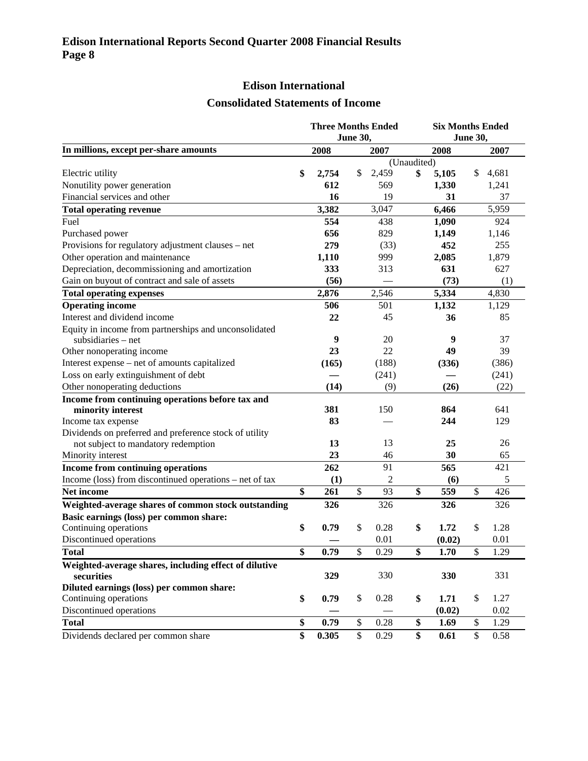# Edison International Reports Second Quarter 2008 Financial Results

## Edison International

### Consolidated Statements of Income

| In millions, except per-share amounts | Three Months Ended June 30, 2008 | Three Months Ended June 30, 2007 | Six Months Ended June 30, 2008 | Six Months Ended June 30, 2007 |
|---|---|---|---|---|
| | (Unaudited) | | | |
| Electric utility | **$ 2,754** | $ 2,459 | **$ 5,105** | $ 4,681 |
| Nonutility power generation | **612** | 569 | **1,330** | 1,241 |
| Financial services and other | **16** | 19 | **31** | 37 |
| **Total operating revenue** | **3,382** | 3,047 | **6,466** | 5,959 |
| Fuel | **554** | 438 | **1,090** | 924 |
| Purchased power | **656** | 829 | **1,149** | 1,146 |
| Provisions for regulatory adjustment clauses – net | **279** | (33) | **452** | 255 |
| Other operation and maintenance | **1,110** | 999 | **2,085** | 1,879 |
| Depreciation, decommissioning and amortization | **333** | 313 | **631** | 627 |
| Gain on buyout of contract and sale of assets | **(56)** | — | **(73)** | (1) |
| **Total operating expenses** | **2,876** | 2,546 | **5,334** | 4,830 |
| **Operating income** | **506** | 501 | **1,132** | 1,129 |
| Interest and dividend income | **22** | 45 | **36** | 85 |
| Equity in income from partnerships and unconsolidated subsidiaries – net | **9** | 20 | **9** | 37 |
| Other nonoperating income | **23** | 22 | **49** | 39 |
| Interest expense – net of amounts capitalized | **(165)** | (188) | **(336)** | (386) |
| Loss on early extinguishment of debt | **—** | (241) | **—** | (241) |
| Other nonoperating deductions | **(14)** | (9) | **(26)** | (22) |
| **Income from continuing operations before tax and minority interest** | **381** | 150 | **864** | 641 |
| Income tax expense | **83** | — | **244** | 129 |
| Dividends on preferred and preference stock of utility not subject to mandatory redemption | **13** | 13 | **25** | 26 |
| Minority interest | **23** | 46 | **30** | 65 |
| **Income from continuing operations** | **262** | 91 | **565** | 421 |
| Income (loss) from discontinued operations – net of tax | **(1)** | 2 | **(6)** | 5 |
| **Net income** | **$ 261** | $ 93 | **$ 559** | $ 426 |
| **Weighted-average shares of common stock outstanding** | **326** | 326 | **326** | 326 |
| **Basic earnings (loss) per common share:** | | | | |
| Continuing operations | **$ 0.79** | $ 0.28 | **$ 1.72** | $ 1.28 |
| Discontinued operations | **—** | 0.01 | **(0.02)** | 0.01 |
| **Total** | **$ 0.79** | $ 0.29 | **$ 1.70** | $ 1.29 |
| **Weighted-average shares, including effect of dilutive securities** | **329** | 330 | **330** | 331 |
| **Diluted earnings (loss) per common share:** | | | | |
| Continuing operations | **$ 0.79** | $ 0.28 | **$ 1.71** | $ 1.27 |
| Discontinued operations | **—** | — | **(0.02)** | 0.02 |
| **Total** | **$ 0.79** | $ 0.28 | **$ 1.69** | $ 1.29 |
| Dividends declared per common share | **$ 0.305** | $ 0.29 | **$ 0.61** | $ 0.58 |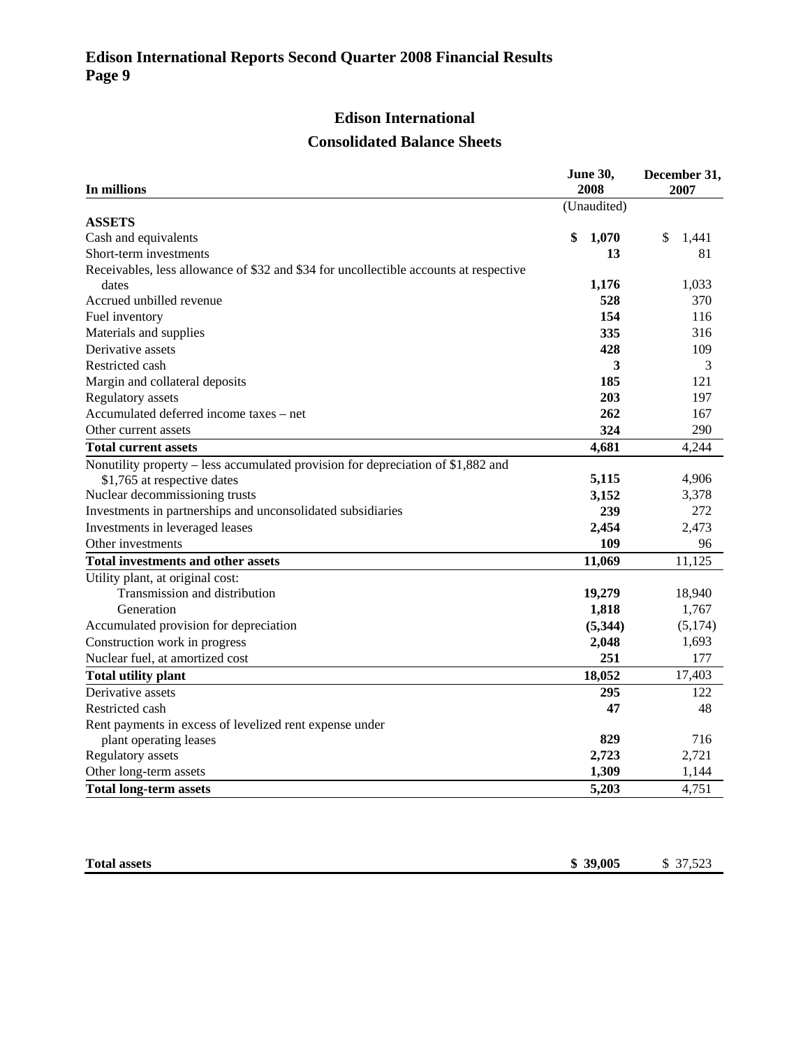## Edison International

## Consolidated Balance Sheets

| In millions | June 30, 2008 | December 31, 2007 |
|---|---|---|
| | (Unaudited) | |
| **ASSETS** | | |
| Cash and equivalents | **$ 1,070** | $ 1,441 |
| Short-term investments | **13** | 81 |
| Receivables, less allowance of $32 and $34 for uncollectible accounts at respective dates | **1,176** | 1,033 |
| Accrued unbilled revenue | **528** | 370 |
| Fuel inventory | **154** | 116 |
| Materials and supplies | **335** | 316 |
| Derivative assets | **428** | 109 |
| Restricted cash | **3** | 3 |
| Margin and collateral deposits | **185** | 121 |
| Regulatory assets | **203** | 197 |
| Accumulated deferred income taxes – net | **262** | 167 |
| Other current assets | **324** | 290 |
| **Total current assets** | **4,681** | 4,244 |
| Nonutility property – less accumulated provision for depreciation of $1,882 and $1,765 at respective dates | **5,115** | 4,906 |
| Nuclear decommissioning trusts | **3,152** | 3,378 |
| Investments in partnerships and unconsolidated subsidiaries | **239** | 272 |
| Investments in leveraged leases | **2,454** | 2,473 |
| Other investments | **109** | 96 |
| **Total investments and other assets** | **11,069** | 11,125 |
| Utility plant, at original cost: | | |
| Transmission and distribution | **19,279** | 18,940 |
| Generation | **1,818** | 1,767 |
| Accumulated provision for depreciation | **(5,344)** | (5,174) |
| Construction work in progress | **2,048** | 1,693 |
| Nuclear fuel, at amortized cost | **251** | 177 |
| **Total utility plant** | **18,052** | 17,403 |
| Derivative assets | **295** | 122 |
| Restricted cash | **47** | 48 |
| Rent payments in excess of levelized rent expense under plant operating leases | **829** | 716 |
| Regulatory assets | **2,723** | 2,721 |
| Other long-term assets | **1,309** | 1,144 |
| **Total long-term assets** | **5,203** | 4,751 |
| **Total assets** | **$ 39,005** | $ 37,523 |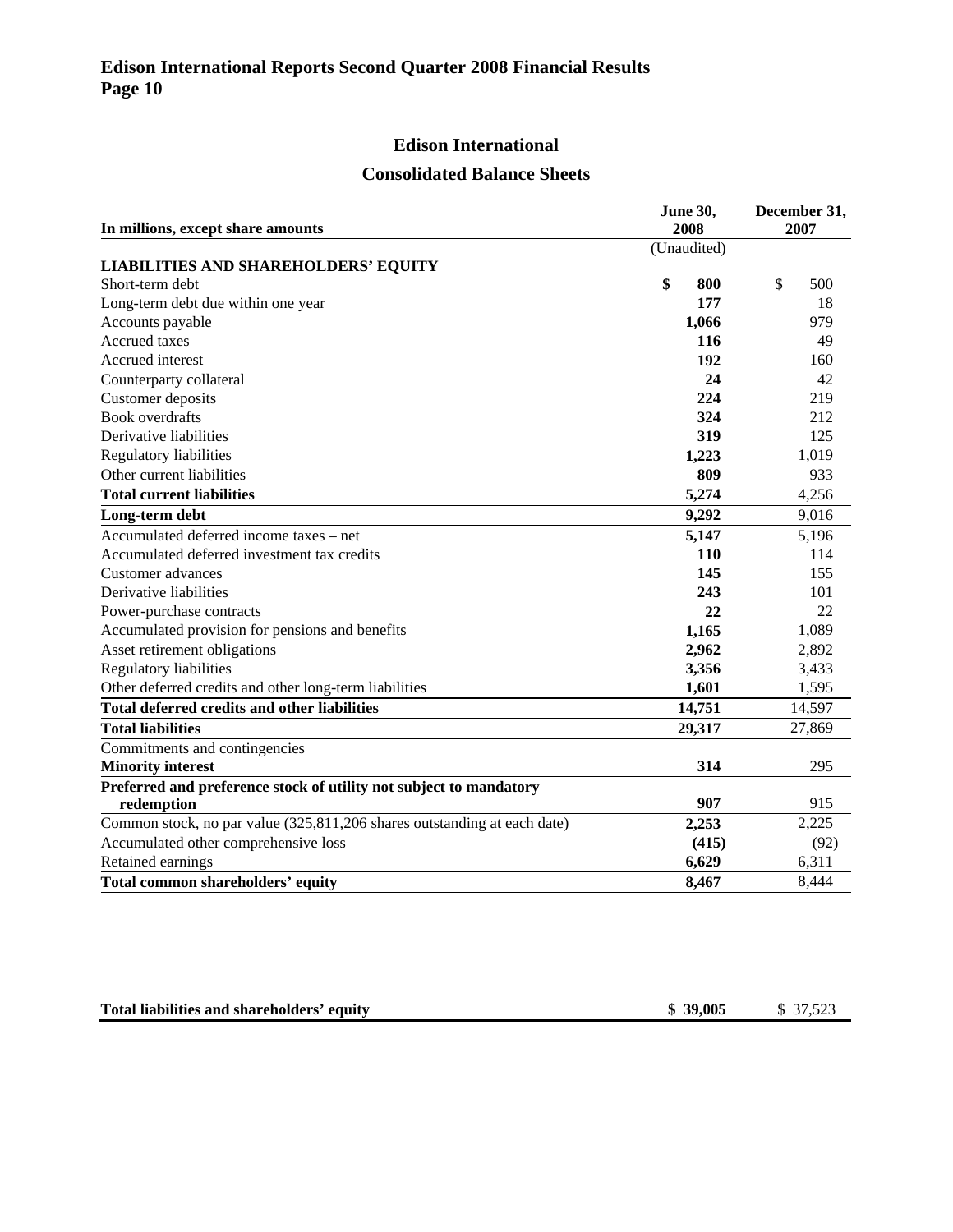## Edison International

## Consolidated Balance Sheets

| In millions, except share amounts | June 30, 2008 | December 31, 2007 |
|---|---|---|
| | (Unaudited) | |
| **LIABILITIES AND SHAREHOLDERS' EQUITY** | | |
| Short-term debt | **$ 800** | $ 500 |
| Long-term debt due within one year | **177** | 18 |
| Accounts payable | **1,066** | 979 |
| Accrued taxes | **116** | 49 |
| Accrued interest | **192** | 160 |
| Counterparty collateral | **24** | 42 |
| Customer deposits | **224** | 219 |
| Book overdrafts | **324** | 212 |
| Derivative liabilities | **319** | 125 |
| Regulatory liabilities | **1,223** | 1,019 |
| Other current liabilities | **809** | 933 |
| **Total current liabilities** | **5,274** | 4,256 |
| **Long-term debt** | **9,292** | 9,016 |
| Accumulated deferred income taxes – net | **5,147** | 5,196 |
| Accumulated deferred investment tax credits | **110** | 114 |
| Customer advances | **145** | 155 |
| Derivative liabilities | **243** | 101 |
| Power-purchase contracts | **22** | 22 |
| Accumulated provision for pensions and benefits | **1,165** | 1,089 |
| Asset retirement obligations | **2,962** | 2,892 |
| Regulatory liabilities | **3,356** | 3,433 |
| Other deferred credits and other long-term liabilities | **1,601** | 1,595 |
| **Total deferred credits and other liabilities** | **14,751** | 14,597 |
| **Total liabilities** | **29,317** | 27,869 |
| Commitments and contingencies | | |
| **Minority interest** | **314** | 295 |
| **Preferred and preference stock of utility not subject to mandatory redemption** | **907** | 915 |
| Common stock, no par value (325,811,206 shares outstanding at each date) | **2,253** | 2,225 |
| Accumulated other comprehensive loss | **(415)** | (92) |
| Retained earnings | **6,629** | 6,311 |
| **Total common shareholders' equity** | **8,467** | 8,444 |
| | | |
| **Total liabilities and shareholders' equity** | **$ 39,005** | $ 37,523 |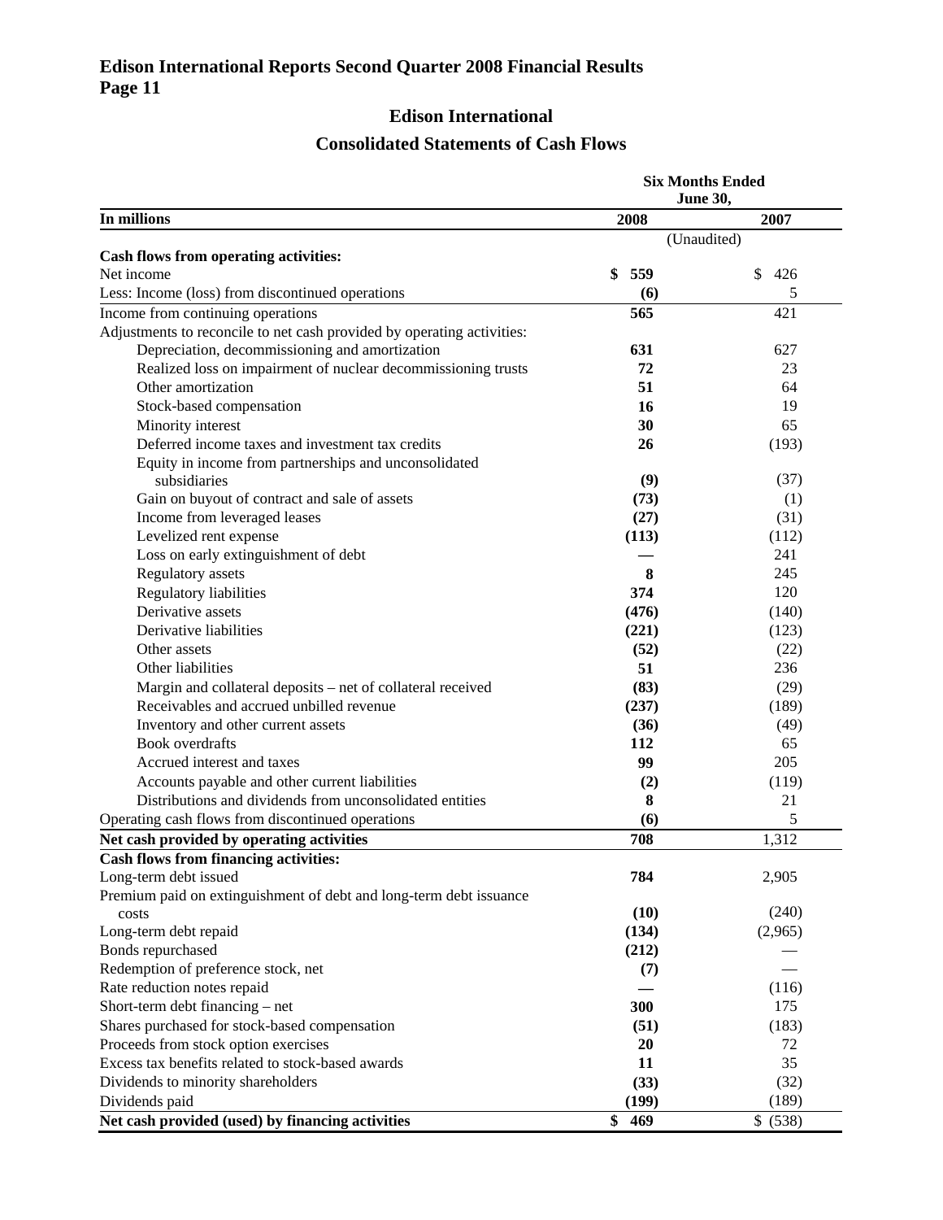# Edison International Reports Second Quarter 2008 Financial Results

## Edison International

## Consolidated Statements of Cash Flows

| In millions | Six Months Ended June 30, 2008 | 2007 |
|---|---|---|
| | (Unaudited) | |
| **Cash flows from operating activities:** | | |
| Net income | **$ 559** | $ 426 |
| Less: Income (loss) from discontinued operations | **(6)** | 5 |
| Income from continuing operations | **565** | 421 |
| Adjustments to reconcile to net cash provided by operating activities: | | |
| Depreciation, decommissioning and amortization | **631** | 627 |
| Realized loss on impairment of nuclear decommissioning trusts | **72** | 23 |
| Other amortization | **51** | 64 |
| Stock-based compensation | **16** | 19 |
| Minority interest | **30** | 65 |
| Deferred income taxes and investment tax credits | **26** | (193) |
| Equity in income from partnerships and unconsolidated subsidiaries | **(9)** | (37) |
| Gain on buyout of contract and sale of assets | **(73)** | (1) |
| Income from leveraged leases | **(27)** | (31) |
| Levelized rent expense | **(113)** | (112) |
| Loss on early extinguishment of debt | **—** | 241 |
| Regulatory assets | **8** | 245 |
| Regulatory liabilities | **374** | 120 |
| Derivative assets | **(476)** | (140) |
| Derivative liabilities | **(221)** | (123) |
| Other assets | **(52)** | (22) |
| Other liabilities | **51** | 236 |
| Margin and collateral deposits – net of collateral received | **(83)** | (29) |
| Receivables and accrued unbilled revenue | **(237)** | (189) |
| Inventory and other current assets | **(36)** | (49) |
| Book overdrafts | **112** | 65 |
| Accrued interest and taxes | **99** | 205 |
| Accounts payable and other current liabilities | **(2)** | (119) |
| Distributions and dividends from unconsolidated entities | **8** | 21 |
| Operating cash flows from discontinued operations | **(6)** | 5 |
| **Net cash provided by operating activities** | **708** | 1,312 |
| **Cash flows from financing activities:** | | |
| Long-term debt issued | **784** | 2,905 |
| Premium paid on extinguishment of debt and long-term debt issuance costs | **(10)** | (240) |
| Long-term debt repaid | **(134)** | (2,965) |
| Bonds repurchased | **(212)** | — |
| Redemption of preference stock, net | **(7)** | — |
| Rate reduction notes repaid | **—** | (116) |
| Short-term debt financing – net | **300** | 175 |
| Shares purchased for stock-based compensation | **(51)** | (183) |
| Proceeds from stock option exercises | **20** | 72 |
| Excess tax benefits related to stock-based awards | **11** | 35 |
| Dividends to minority shareholders | **(33)** | (32) |
| Dividends paid | **(199)** | (189) |
| **Net cash provided (used) by financing activities** | **$ 469** | $ (538) |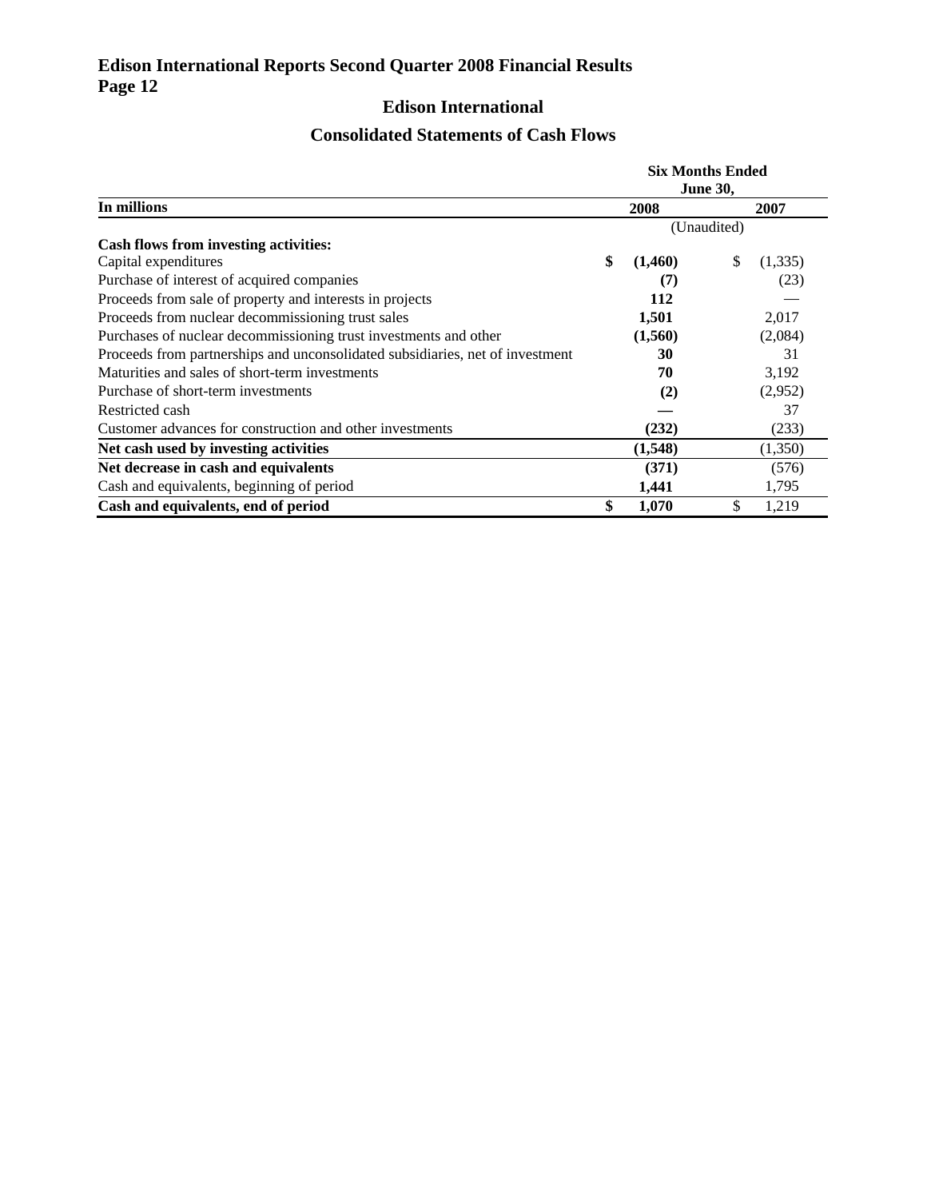# Edison International Reports Second Quarter 2008 Financial Results
## Page 12

## Edison International

## Consolidated Statements of Cash Flows

| In millions | Six Months Ended June 30, 2008 | 2007 |
|---|---|---|
| | (Unaudited) | |
| **Cash flows from investing activities:** | | |
| Capital expenditures | **$ (1,460)** | $ (1,335) |
| Purchase of interest of acquired companies | **(7)** | (23) |
| Proceeds from sale of property and interests in projects | **112** | — |
| Proceeds from nuclear decommissioning trust sales | **1,501** | 2,017 |
| Purchases of nuclear decommissioning trust investments and other | **(1,560)** | (2,084) |
| Proceeds from partnerships and unconsolidated subsidiaries, net of investment | **30** | 31 |
| Maturities and sales of short-term investments | **70** | 3,192 |
| Purchase of short-term investments | **(2)** | (2,952) |
| Restricted cash | **—** | 37 |
| Customer advances for construction and other investments | **(232)** | (233) |
| **Net cash used by investing activities** | **(1,548)** | (1,350) |
| **Net decrease in cash and equivalents** | **(371)** | (576) |
| Cash and equivalents, beginning of period | **1,441** | 1,795 |
| **Cash and equivalents, end of period** | **$ 1,070** | $ 1,219 |